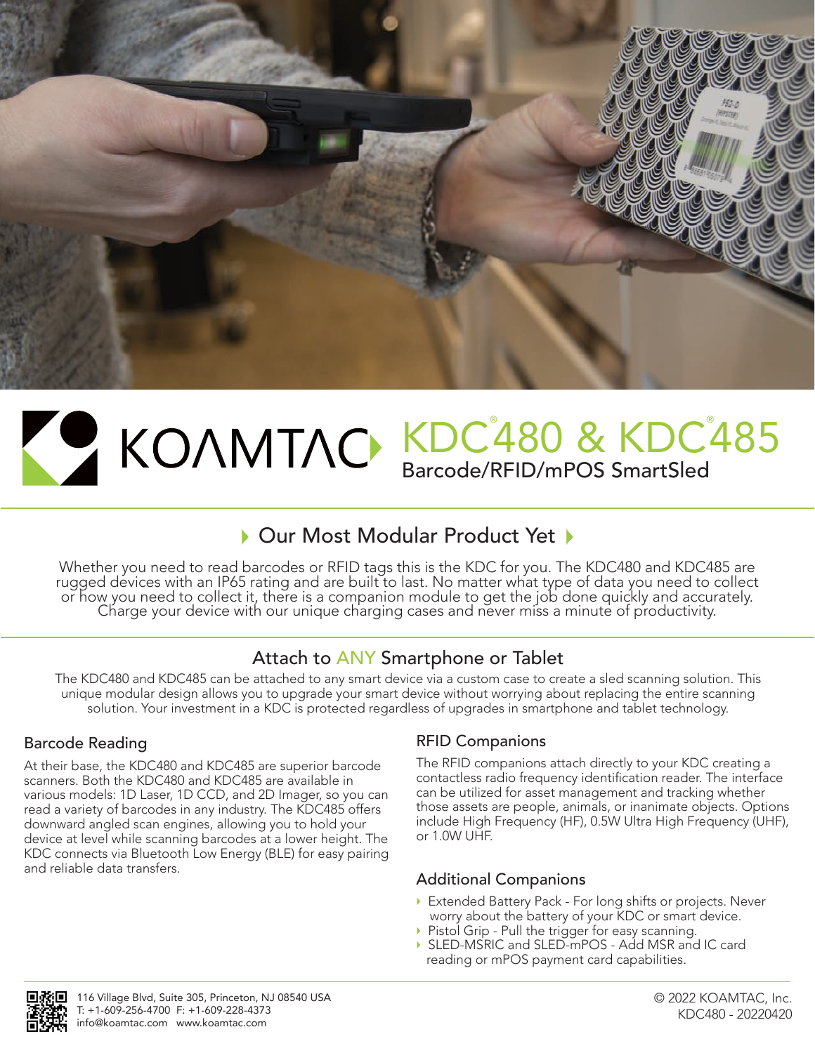# KOAMTAC KDC®480 & KDC®485

## Barcode/RFID/mPOS SmartSled

## Our Most Modular Product Yet

Whether you need to read barcodes or RFID tags this is the KDC for you. The KDC480 and KDC485 are rugged devices with an IP65 rating and are built to last. No matter what type of data you need to collect or how you need to collect it, there is a companion module to get the job done quickly and accurately. Charge your device with our unique charging cases and never miss a minute of productivity.

## Attach to ANY Smartphone or Tablet

The KDC480 and KDC485 can be attached to any smart device via a custom case to create a sled scanning solution. This unique modular design allows you to upgrade your smart device without worrying about replacing the entire scanning solution. Your investment in a KDC is protected regardless of upgrades in smartphone and tablet technology.

### Barcode Reading

At their base, the KDC480 and KDC485 are superior barcode scanners. Both the KDC480 and KDC485 are available in various models: 1D Laser, 1D CCD, and 2D Imager, so you can read a variety of barcodes in any industry. The KDC485 offers downward angled scan engines, allowing you to hold your device at level while scanning barcodes at a lower height. The KDC connects via Bluetooth Low Energy (BLE) for easy pairing and reliable data transfers.

### RFID Companions

The RFID companions attach directly to your KDC creating a contactless radio frequency identification reader. The interface can be utilized for asset management and tracking whether those assets are people, animals, or inanimate objects. Options include High Frequency (HF), 0.5W Ultra High Frequency (UHF), or 1.0W UHF.

### Additional Companions

- Extended Battery Pack - For long shifts or projects. Never worry about the battery of your KDC or smart device.
- Pistol Grip - Pull the trigger for easy scanning.
- SLED-MSRIC and SLED-mPOS - Add MSR and IC card reading or mPOS payment card capabilities.

116 Village Blvd, Suite 305, Princeton, NJ 08540 USA
T: +1-609-256-4700 F: +1-609-228-4373
info@koamtac.com www.koamtac.com

© 2022 KOAMTAC, Inc.
KDC480 - 20220420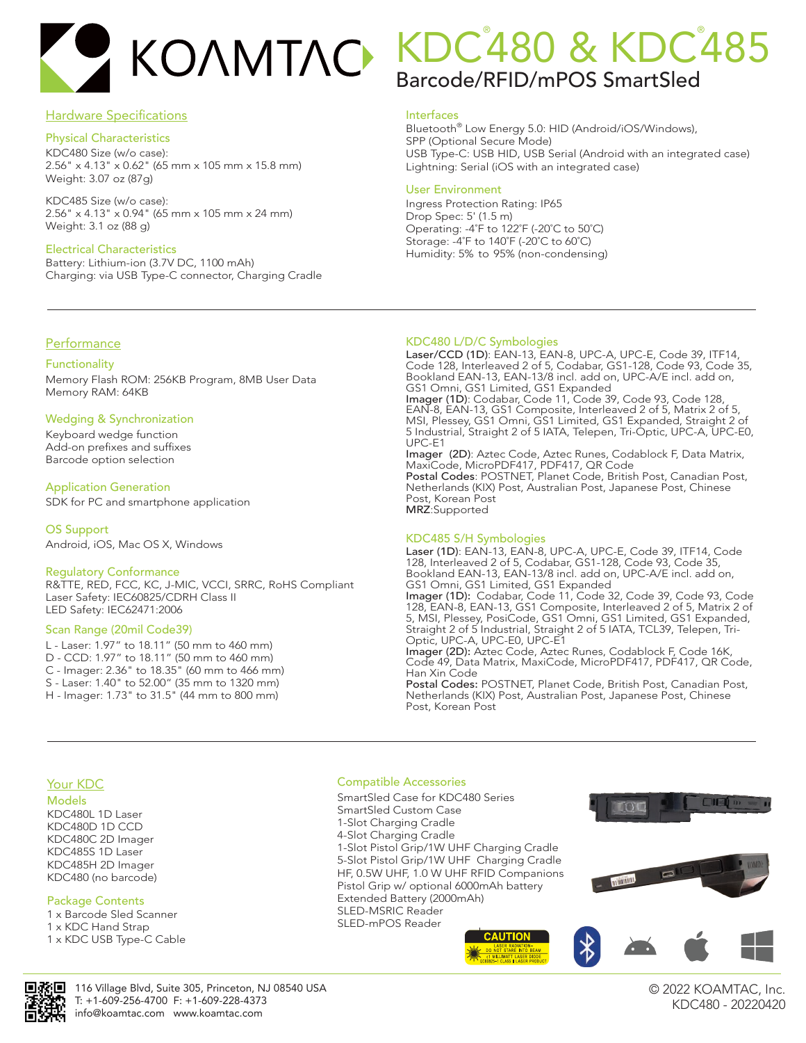# KDC®480 & KDC®485

## Barcode/RFID/mPOS SmartSled

## Hardware Specifications

### Physical Characteristics

KDC480 Size (w/o case):
2.56" x 4.13" x 0.62" (65 mm x 105 mm x 15.8 mm)
Weight: 3.07 oz (87g)

KDC485 Size (w/o case):
2.56" x 4.13" x 0.94" (65 mm x 105 mm x 24 mm)
Weight: 3.1 oz (88 g)

### Electrical Characteristics

Battery: Lithium-ion (3.7V DC, 1100 mAh)
Charging: via USB Type-C connector, Charging Cradle

### Interfaces

Bluetooth® Low Energy 5.0: HID (Android/iOS/Windows), SPP (Optional Secure Mode)
USB Type-C: USB HID, USB Serial (Android with an integrated case)
Lightning: Serial (iOS with an integrated case)

### User Environment

Ingress Protection Rating: IP65
Drop Spec: 5' (1.5 m)
Operating: -4˚F to 122˚F (-20˚C to 50˚C)
Storage: -4˚F to 140˚F (-20˚C to 60˚C)
Humidity: 5% to 95% (non-condensing)

## Performance

### Functionality

Memory Flash ROM: 256KB Program, 8MB User Data
Memory RAM: 64KB

### Wedging & Synchronization

Keyboard wedge function
Add-on prefixes and suffixes
Barcode option selection

### Application Generation

SDK for PC and smartphone application

### OS Support

Android, iOS, Mac OS X, Windows

### Regulatory Conformance

R&TTE, RED, FCC, KC, J-MIC, VCCI, SRRC, RoHS Compliant
Laser Safety: IEC60825/CDRH Class II
LED Safety: IEC62471:2006

### Scan Range (20mil Code39)

L - Laser: 1.97" to 18.11" (50 mm to 460 mm)
D - CCD: 1.97" to 18.11" (50 mm to 460 mm)
C - Imager: 2.36" to 18.35" (60 mm to 466 mm)
S - Laser: 1.40" to 52.00" (35 mm to 1320 mm)
H - Imager: 1.73" to 31.5" (44 mm to 800 mm)

### KDC480 L/D/C Symbologies

**Laser/CCD (1D)**: EAN-13, EAN-8, UPC-A, UPC-E, Code 39, ITF14, Code 128, Interleaved 2 of 5, Codabar, GS1-128, Code 93, Code 35, Bookland EAN-13, EAN-13/8 incl. add on, UPC-A/E incl. add on, GS1 Omni, GS1 Limited, GS1 Expanded
**Imager (1D)**: Codabar, Code 11, Code 39, Code 93, Code 128, EAN-8, EAN-13, GS1 Composite, Interleaved 2 of 5, Matrix 2 of 5, MSI, Plessey, GS1 Omni, GS1 Limited, GS1 Expanded, Straight 2 of 5 Industrial, Straight 2 of 5 IATA, Telepen, Tri-Optic, UPC-A, UPC-E0, UPC-E1
**Imager (2D)**: Aztec Code, Aztec Runes, Codablock F, Data Matrix, MaxiCode, MicroPDF417, PDF417, QR Code
**Postal Codes**: POSTNET, Planet Code, British Post, Canadian Post, Netherlands (KIX) Post, Australian Post, Japanese Post, Chinese Post, Korean Post
**MRZ**:Supported

### KDC485 S/H Symbologies

**Laser (1D)**: EAN-13, EAN-8, UPC-A, UPC-E, Code 39, ITF14, Code 128, Interleaved 2 of 5, Codabar, GS1-128, Code 93, Code 35, Bookland EAN-13, EAN-13/8 incl. add on, UPC-A/E incl. add on, GS1 Omni, GS1 Limited, GS1 Expanded
**Imager (1D):** Codabar, Code 11, Code 32, Code 39, Code 93, Code 128, EAN-8, EAN-13, GS1 Composite, Interleaved 2 of 5, Matrix 2 of 5, MSI, Plessey, PosiCode, GS1 Omni, GS1 Limited, GS1 Expanded, Straight 2 of 5 Industrial, Straight 2 of 5 IATA, TCL39, Telepen, Tri-Optic, UPC-A, UPC-E0, UPC-E1
**Imager (2D):** Aztec Code, Aztec Runes, Codablock F, Code 16K, Code 49, Data Matrix, MaxiCode, MicroPDF417, PDF417, QR Code, Han Xin Code
**Postal Codes:** POSTNET, Planet Code, British Post, Canadian Post, Netherlands (KIX) Post, Australian Post, Japanese Post, Chinese Post, Korean Post

## Your KDC

### Models

KDC480L 1D Laser
KDC480D 1D CCD
KDC480C 2D Imager
KDC485S 1D Laser
KDC485H 2D Imager
KDC480 (no barcode)

### Package Contents

1 x Barcode Sled Scanner
1 x KDC Hand Strap
1 x KDC USB Type-C Cable

### Compatible Accessories

SmartSled Case for KDC480 Series
SmartSled Custom Case
1-Slot Charging Cradle
4-Slot Charging Cradle
1-Slot Pistol Grip/1W UHF Charging Cradle
5-Slot Pistol Grip/1W UHF Charging Cradle
HF, 0.5W UHF, 1.0 W UHF RFID Companions
Pistol Grip w/ optional 6000mAh battery
Extended Battery (2000mAh)
SLED-MSRIC Reader
SLED-mPOS Reader

CAUTION
LASER RADIATION– DO NOT STARE INTO BEAM
<1 MILLIWATT LASER DIODE
IEC60825-1 CLASS II LASER PRODUCT

116 Village Blvd, Suite 305, Princeton, NJ 08540 USA
T: +1-609-256-4700 F: +1-609-228-4373
info@koamtac.com www.koamtac.com

© 2022 KOAMTAC, Inc.
KDC480 - 20220420